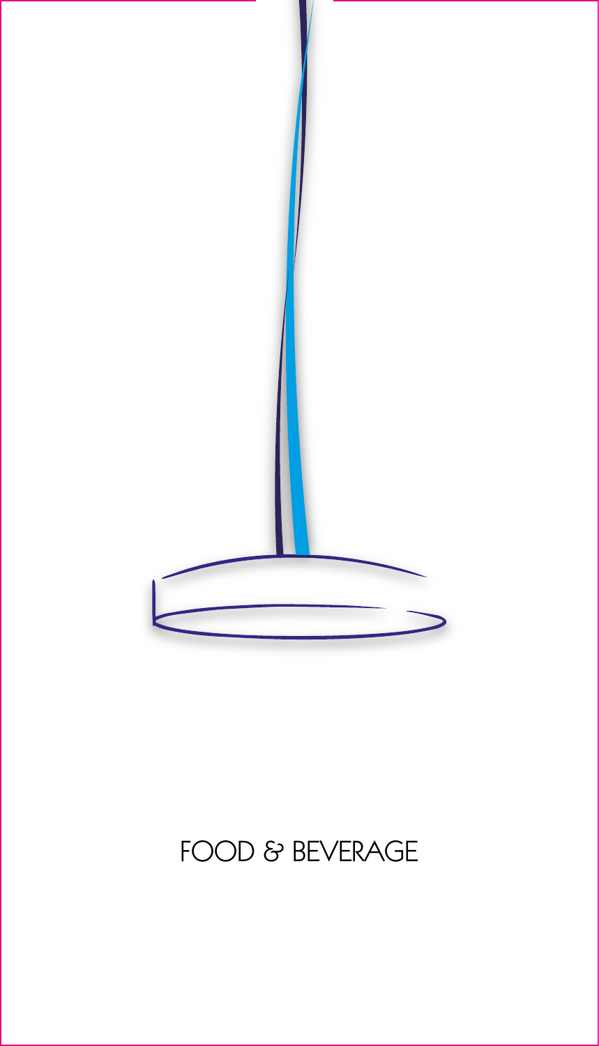# FOOD & BEVERAGE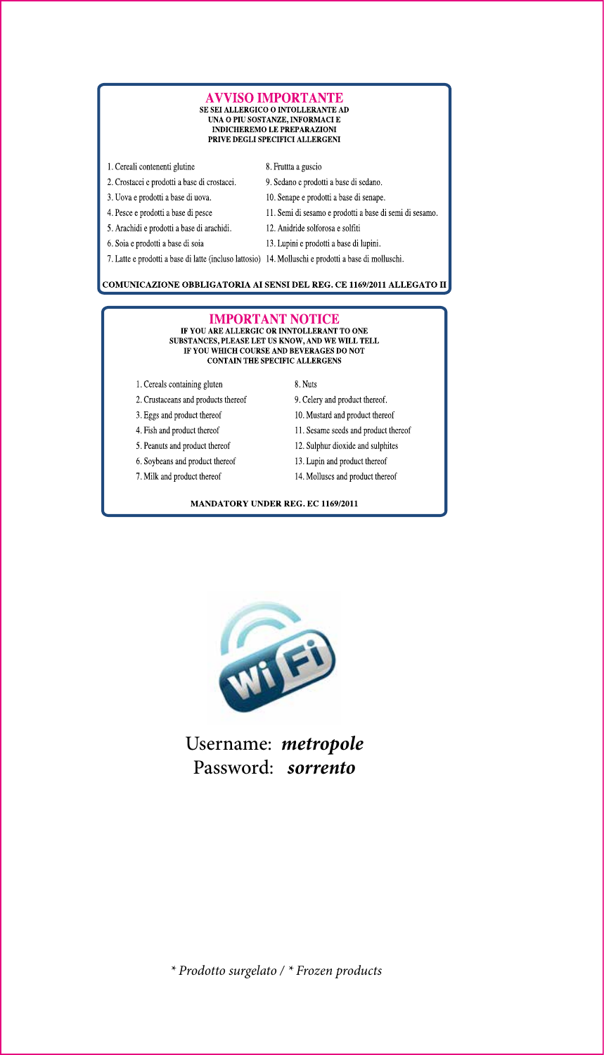## AVVISO IMPORTANTE

**SE SEI ALLERGICO O INTOLLERANTE AD UNA O PIU SOSTANZE, INFORMACI E INDICHEREMO LE PREPARAZIONI PRIVE DEGLI SPECIFICI ALLERGENI**

1. Cereali contenenti glutine
2. Crostacei e prodotti a base di crostacei.
3. Uova e prodotti a base di uova.
4. Pesce e prodotti a base di pesce
5. Arachidi e prodotti a base di arachidi.
6. Soia e prodotti a base di soia
7. Latte e prodotti a base di latte (incluso lattosio)
8. Fruttta a guscio
9. Sedano e prodotti a base di sedano.
10. Senape e prodotti a base di senape.
11. Semi di sesamo e prodotti a base di semi di sesamo.
12. Anidride solforosa e solfiti
13. Lupini e prodotti a base di lupini.
14. Molluschi e prodotti a base di molluschi.

**COMUNICAZIONE OBBLIGATORIA AI SENSI DEL REG. CE 1169/2011 ALLEGATO II**

## IMPORTANT NOTICE

**IF YOU ARE ALLERGIC OR INNTOLLERANT TO ONE SUBSTANCES, PLEASE LET US KNOW, AND WE WILL TELL IF YOU WHICH COURSE AND BEVERAGES DO NOT CONTAIN THE SPECIFIC ALLERGENS**

1. Cereals containing gluten
2. Crustaceans and products thereof
3. Eggs and product thereof
4. Fish and product thereof
5. Peanuts and product thereof
6. Soybeans and product thereof
7. Milk and product thereof
8. Nuts
9. Celery and product thereof.
10. Mustard and product thereof
11. Sesame seeds and product thereof
12. Sulphur dioxide and sulphites
13. Lupin and product thereof
14. Molluscs and product thereof

**MANDATORY UNDER REG. EC 1169/2011**

Username: ***metropole***
Password: ***sorrento***

*\* Prodotto surgelato / \* Frozen products*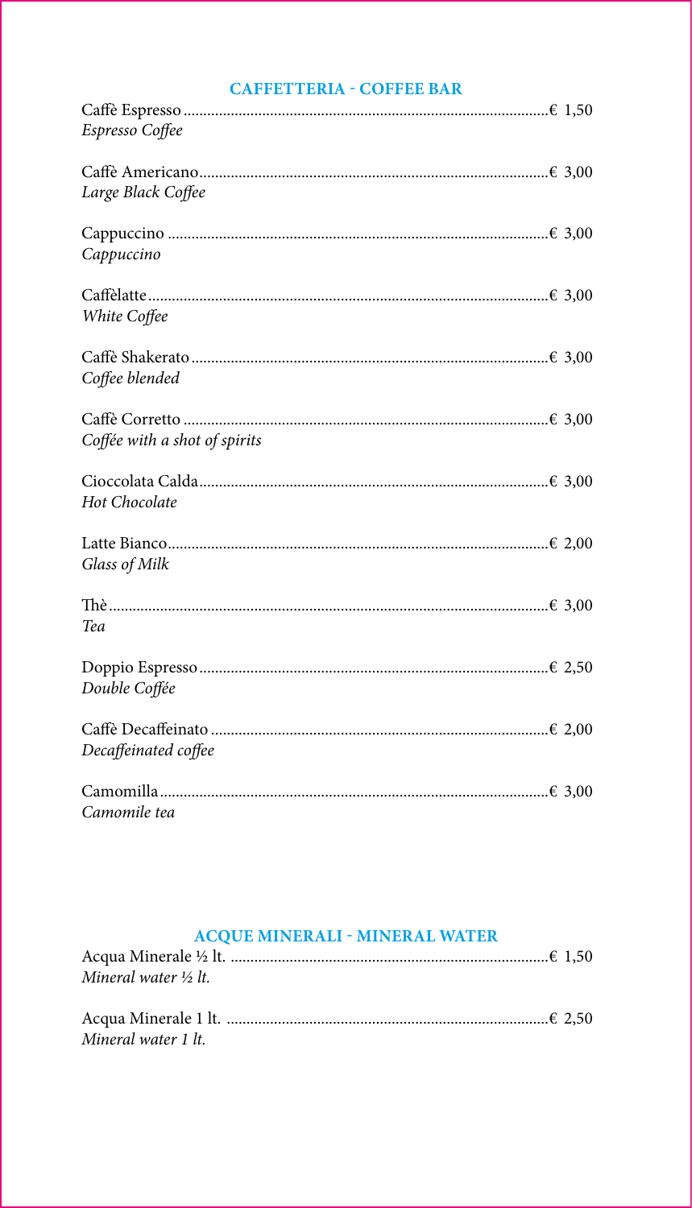## CAFFETTERIA - COFFEE BAR

Caffè Espresso................................................................................................€ 1,50
*Espresso Coffee*

Caffè Americano...............................................................................................€ 3,00
*Large Black Coffee*

Cappuccino .........................................................................................................€ 3,00
*Cappuccino*

Caffèlatte.............................................................................................................€ 3,00
*White Coffee*

Caffè Shakerato................................................................................................€ 3,00
*Coffee blended*

Caffè Corretto ...................................................................................................€ 3,00
*Cofféе with a shot of spirits*

Cioccolata Calda...............................................................................................€ 3,00
*Hot Chocolate*

Latte Bianco.......................................................................................................€ 2,00
*Glass of Milk*

Thè......................................................................................................................€ 3,00
*Tea*

Doppio Espresso...............................................................................................€ 2,50
*Double Cofféе*

Caffè Decaffeinato ...........................................................................................€ 2,00
*Decaffeinated coffee*

Camomilla..........................................................................................................€ 3,00
*Camomile tea*

## ACQUE MINERALI - MINERAL WATER

Acqua Minerale ½ lt. .......................................................................................€ 1,50
*Mineral water ½ lt.*

Acqua Minerale 1 lt. ........................................................................................€ 2,50
*Mineral water 1 lt.*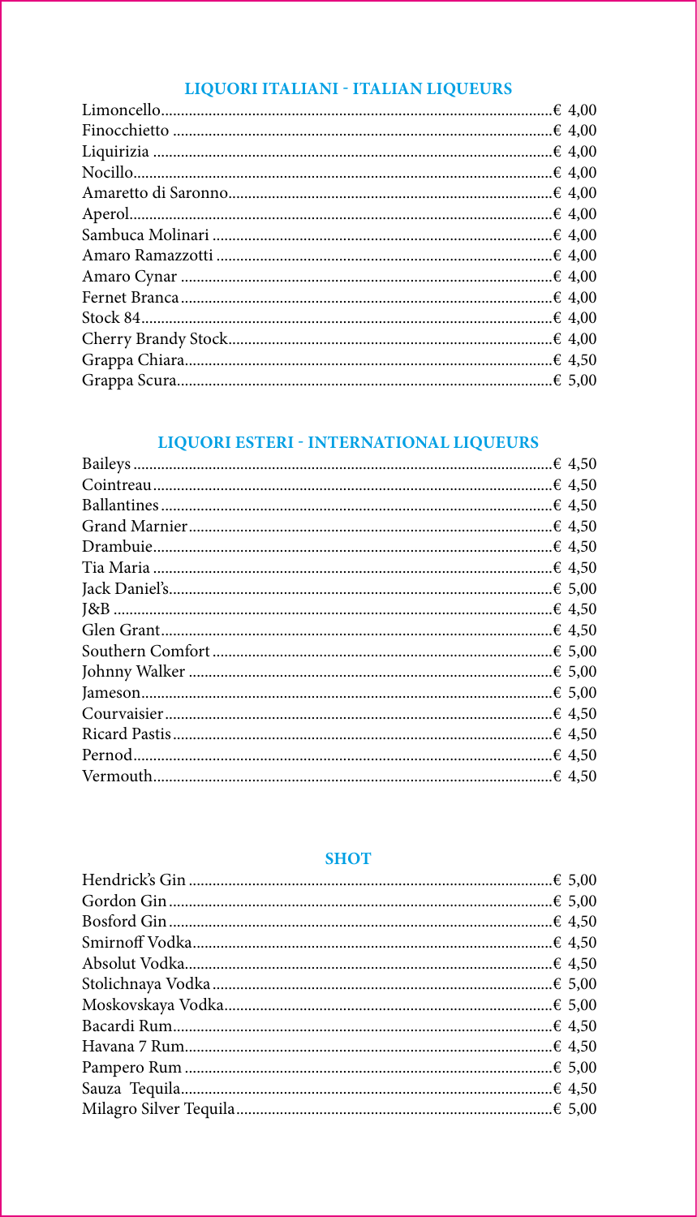## LIQUORI ITALIANI - ITALIAN LIQUEURS

| | |
|---|---|
| Limoncello | € 4,00 |
| Finocchietto | € 4,00 |
| Liquirizia | € 4,00 |
| Nocillo | € 4,00 |
| Amaretto di Saronno | € 4,00 |
| Aperol | € 4,00 |
| Sambuca Molinari | € 4,00 |
| Amaro Ramazzotti | € 4,00 |
| Amaro Cynar | € 4,00 |
| Fernet Branca | € 4,00 |
| Stock 84 | € 4,00 |
| Cherry Brandy Stock | € 4,00 |
| Grappa Chiara | € 4,50 |
| Grappa Scura | € 5,00 |

## LIQUORI ESTERI - INTERNATIONAL LIQUEURS

| | |
|---|---|
| Baileys | € 4,50 |
| Cointreau | € 4,50 |
| Ballantines | € 4,50 |
| Grand Marnier | € 4,50 |
| Drambuie | € 4,50 |
| Tia Maria | € 4,50 |
| Jack Daniel's | € 5,00 |
| J&B | € 4,50 |
| Glen Grant | € 4,50 |
| Southern Comfort | € 5,00 |
| Johnny Walker | € 5,00 |
| Jameson | € 5,00 |
| Courvaisier | € 4,50 |
| Ricard Pastis | € 4,50 |
| Pernod | € 4,50 |
| Vermouth | € 4,50 |

## SHOT

| | |
|---|---|
| Hendrick's Gin | € 5,00 |
| Gordon Gin | € 5,00 |
| Bosford Gin | € 4,50 |
| Smirnoff Vodka | € 4,50 |
| Absolut Vodka | € 4,50 |
| Stolichnaya Vodka | € 5,00 |
| Moskovskaya Vodka | € 5,00 |
| Bacardi Rum | € 4,50 |
| Havana 7 Rum | € 4,50 |
| Pampero Rum | € 5,00 |
| Sauza Tequila | € 4,50 |
| Milagro Silver Tequila | € 5,00 |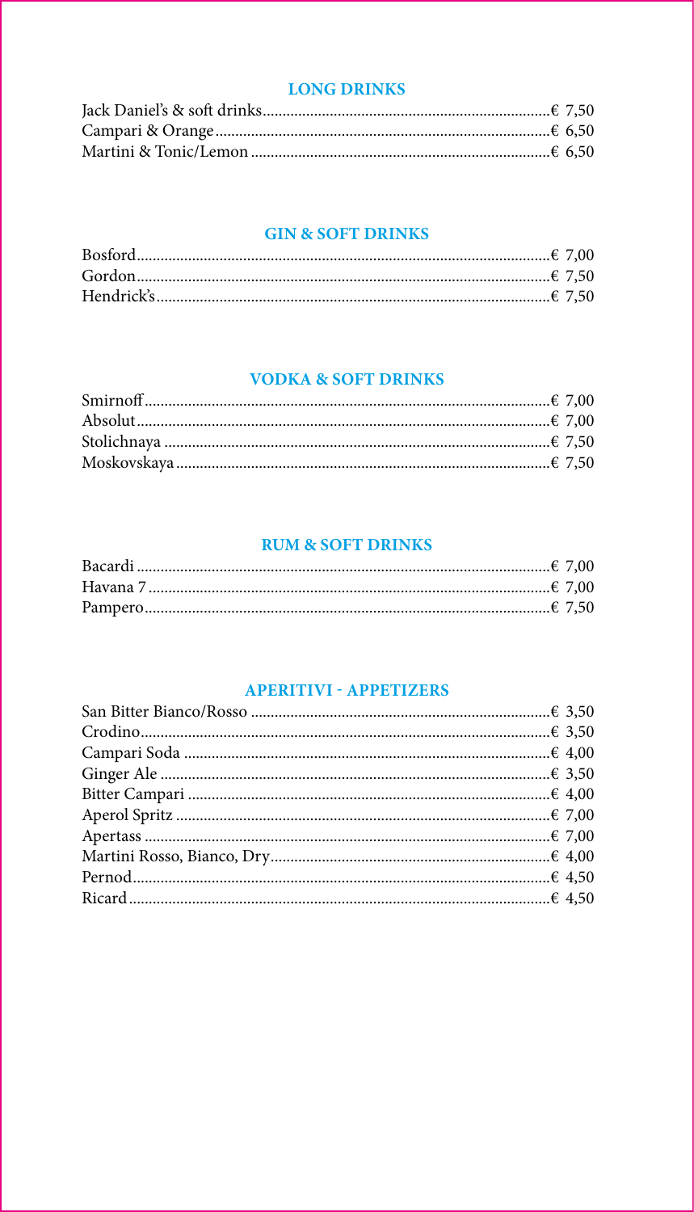## LONG DRINKS

| | |
|---|---|
| Jack Daniel's & soft drinks | € 7,50 |
| Campari & Orange | € 6,50 |
| Martini & Tonic/Lemon | € 6,50 |

## GIN & SOFT DRINKS

| | |
|---|---|
| Bosford | € 7,00 |
| Gordon | € 7,50 |
| Hendrick's | € 7,50 |

## VODKA & SOFT DRINKS

| | |
|---|---|
| Smirnoff | € 7,00 |
| Absolut | € 7,00 |
| Stolichnaya | € 7,50 |
| Moskovskaya | € 7,50 |

## RUM & SOFT DRINKS

| | |
|---|---|
| Bacardi | € 7,00 |
| Havana 7 | € 7,00 |
| Pampero | € 7,50 |

## APERITIVI - APPETIZERS

| | |
|---|---|
| San Bitter Bianco/Rosso | € 3,50 |
| Crodino | € 3,50 |
| Campari Soda | € 4,00 |
| Ginger Ale | € 3,50 |
| Bitter Campari | € 4,00 |
| Aperol Spritz | € 7,00 |
| Apertass | € 7,00 |
| Martini Rosso, Bianco, Dry | € 4,00 |
| Pernod | € 4,50 |
| Ricard | € 4,50 |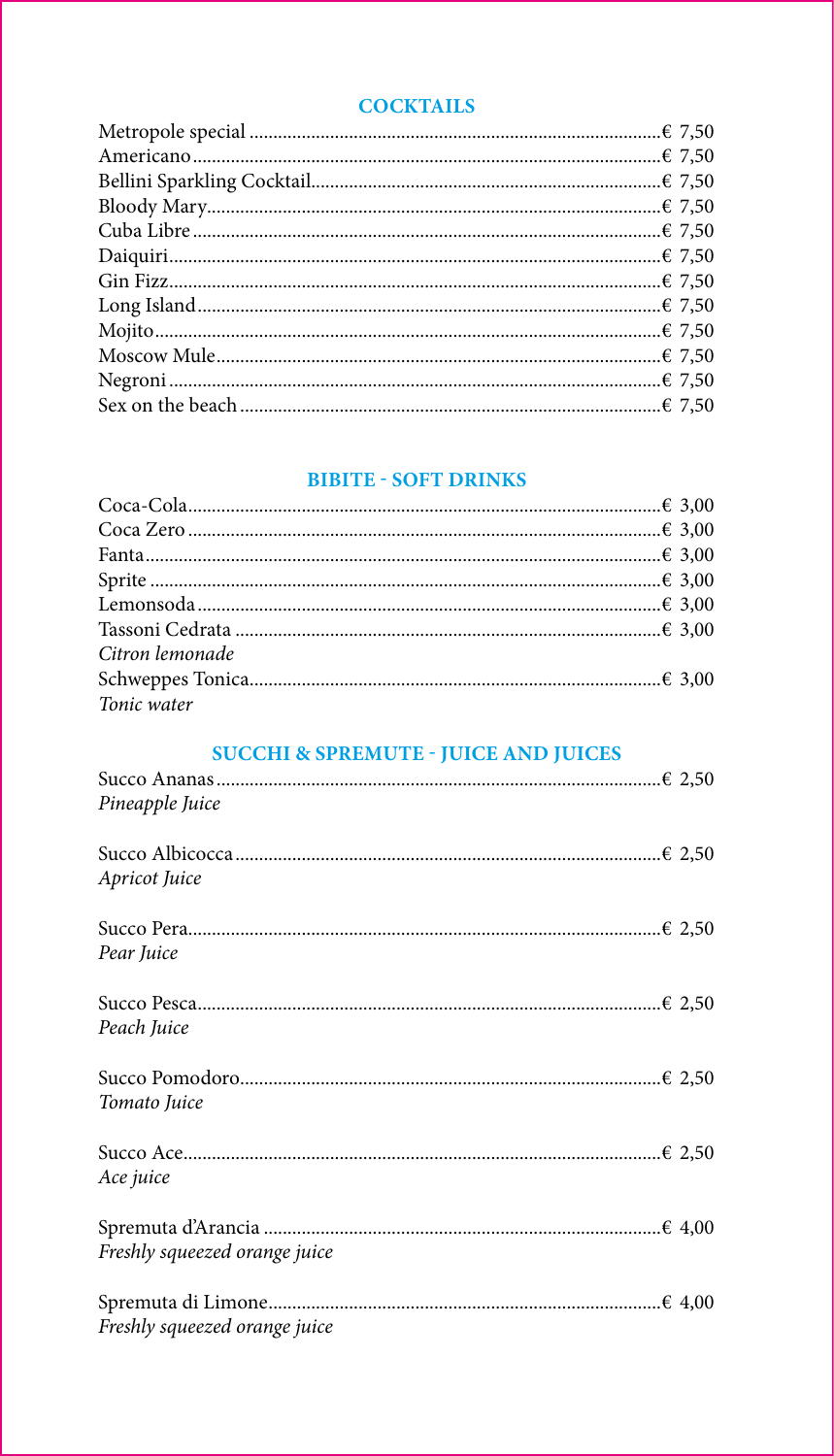## COCKTAILS

| | |
|---|---|
| Metropole special | € 7,50 |
| Americano | € 7,50 |
| Bellini Sparkling Cocktail | € 7,50 |
| Bloody Mary | € 7,50 |
| Cuba Libre | € 7,50 |
| Daiquiri | € 7,50 |
| Gin Fizz | € 7,50 |
| Long Island | € 7,50 |
| Mojito | € 7,50 |
| Moscow Mule | € 7,50 |
| Negroni | € 7,50 |
| Sex on the beach | € 7,50 |

## BIBITE - SOFT DRINKS

| | |
|---|---|
| Coca-Cola | € 3,00 |
| Coca Zero | € 3,00 |
| Fanta | € 3,00 |
| Sprite | € 3,00 |
| Lemonsoda | € 3,00 |
| Tassoni Cedrata<br>*Citron lemonade* | € 3,00 |
| Schweppes Tonica<br>*Tonic water* | € 3,00 |

## SUCCHI & SPREMUTE - JUICE AND JUICES

| | |
|---|---|
| Succo Ananas<br>*Pineapple Juice* | € 2,50 |
| Succo Albicocca<br>*Apricot Juice* | € 2,50 |
| Succo Pera<br>*Pear Juice* | € 2,50 |
| Succo Pesca<br>*Peach Juice* | € 2,50 |
| Succo Pomodoro<br>*Tomato Juice* | € 2,50 |
| Succo Ace<br>*Ace juice* | € 2,50 |
| Spremuta d'Arancia<br>*Freshly squeezed orange juice* | € 4,00 |
| Spremuta di Limone<br>*Freshly squeezed orange juice* | € 4,00 |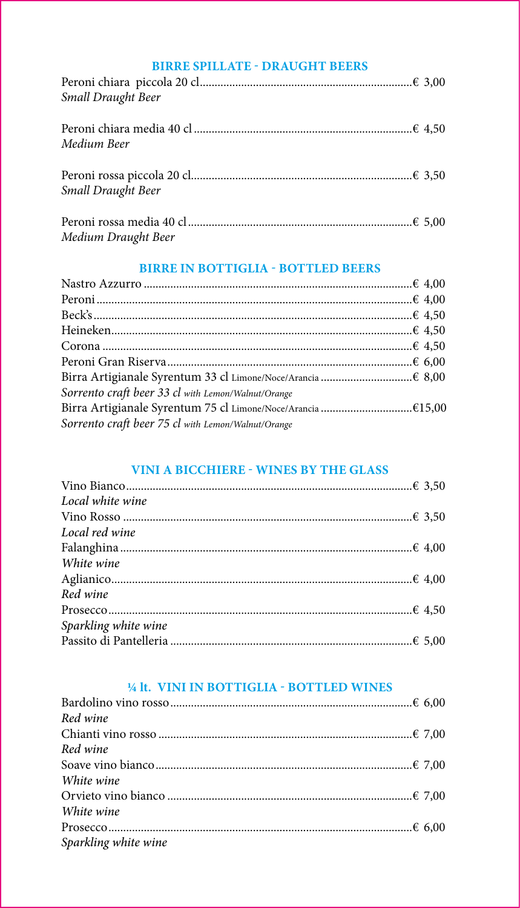## BIRRE SPILLATE - DRAUGHT BEERS

Peroni chiara piccola 20 cl........€ 3,00
*Small Draught Beer*

Peroni chiara media 40 cl........€ 4,50
*Medium Beer*

Peroni rossa piccola 20 cl........€ 3,50
*Small Draught Beer*

Peroni rossa media 40 cl........€ 5,00
*Medium Draught Beer*

## BIRRE IN BOTTIGLIA - BOTTLED BEERS

Nastro Azzurro........€ 4,00
Peroni........€ 4,00
Beck's........€ 4,50
Heineken........€ 4,50
Corona........€ 4,50
Peroni Gran Riserva........€ 6,00
Birra Artigianale Syrentum 33 cl Limone/Noce/Arancia........€ 8,00
*Sorrento craft beer 33 cl with Lemon/Walnut/Orange*
Birra Artigianale Syrentum 75 cl Limone/Noce/Arancia........€15,00
*Sorrento craft beer 75 cl with Lemon/Walnut/Orange*

## VINI A BICCHIERE - WINES BY THE GLASS

Vino Bianco........€ 3,50
*Local white wine*
Vino Rosso........€ 3,50
*Local red wine*
Falanghina........€ 4,00
*White wine*
Aglianico........€ 4,00
*Red wine*
Prosecco........€ 4,50
*Sparkling white wine*
Passito di Pantelleria........€ 5,00

## ¼ lt. VINI IN BOTTIGLIA - BOTTLED WINES

Bardolino vino rosso........€ 6,00
*Red wine*
Chianti vino rosso........€ 7,00
*Red wine*
Soave vino bianco........€ 7,00
*White wine*
Orvieto vino bianco........€ 7,00
*White wine*
Prosecco........€ 6,00
*Sparkling white wine*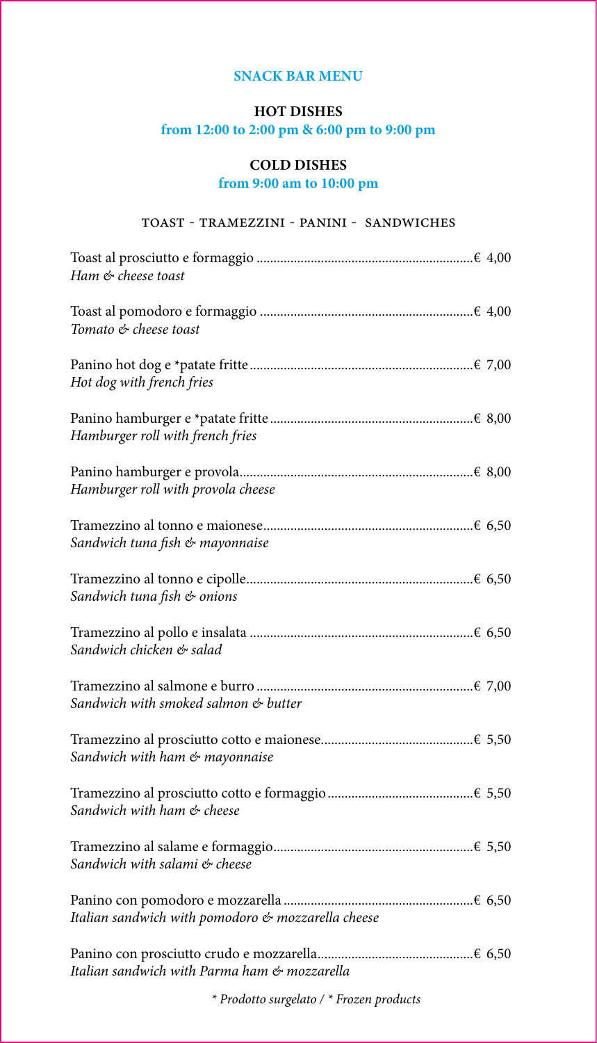# SNACK BAR MENU

## HOT DISHES

**from 12:00 to 2:00 pm & 6:00 pm to 9:00 pm**

## COLD DISHES

**from 9:00 am to 10:00 pm**

### TOAST - TRAMEZZINI - PANINI - SANDWICHES

Toast al prosciutto e formaggio ............................................................. € 4,00
*Ham & cheese toast*

Toast al pomodoro e formaggio ............................................................. € 4,00
*Tomato & cheese toast*

Panino hot dog e *patate fritte ............................................................. € 7,00
*Hot dog with french fries*

Panino hamburger e *patate fritte ........................................................ € 8,00
*Hamburger roll with french fries*

Panino hamburger e provola.................................................................. € 8,00
*Hamburger roll with provola cheese*

Tramezzino al tonno e maionese............................................................ € 6,50
*Sandwich tuna fish & mayonnaise*

Tramezzino al tonno e cipolle................................................................ € 6,50
*Sandwich tuna fish & onions*

Tramezzino al pollo e insalata ............................................................... € 6,50
*Sandwich chicken & salad*

Tramezzino al salmone e burro ............................................................. € 7,00
*Sandwich with smoked salmon & butter*

Tramezzino al prosciutto cotto e maionese........................................... € 5,50
*Sandwich with ham & mayonnaise*

Tramezzino al prosciutto cotto e formaggio ......................................... € 5,50
*Sandwich with ham & cheese*

Tramezzino al salame e formaggio......................................................... € 5,50
*Sandwich with salami & cheese*

Panino con pomodoro e mozzarella ...................................................... € 6,50
*Italian sandwich with pomodoro & mozzarella cheese*

Panino con prosciutto crudo e mozzarella............................................ € 6,50
*Italian sandwich with Parma ham & mozzarella*

*\* Prodotto surgelato / \* Frozen products*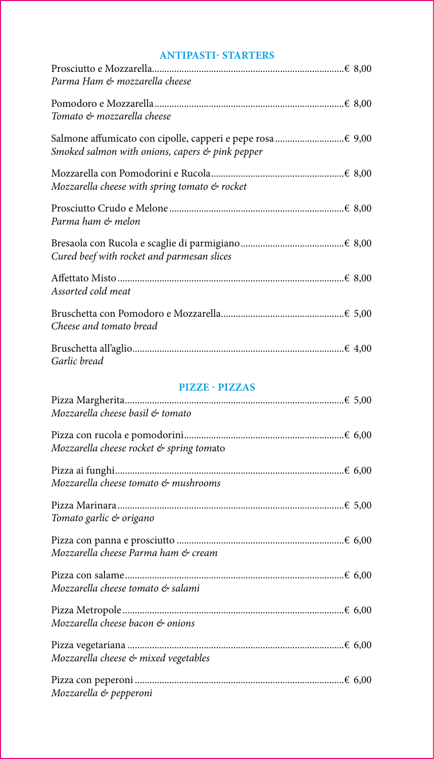## ANTIPASTI- STARTERS

Prosciutto e Mozzarella.............................................................................€ 8,00
*Parma Ham & mozzarella cheese*

Pomodoro e Mozzarella............................................................................€ 8,00
*Tomato & mozzarella cheese*

Salmone affumicato con cipolle, capperi e pepe rosa...........................€ 9,00
*Smoked salmon with onions, capers & pink pepper*

Mozzarella con Pomodorini e Rucola.....................................................€ 8,00
*Mozzarella cheese with spring tomato & rocket*

Prosciutto Crudo e Melone......................................................................€ 8,00
*Parma ham & melon*

Bresaola con Rucola e scaglie di parmigiano.........................................€ 8,00
*Cured beef with rocket and parmesan slices*

Affettato Misto...........................................................................................€ 8,00
*Assorted cold meat*

Bruschetta con Pomodoro e Mozzarella.................................................€ 5,00
*Cheese and tomato bread*

Bruschetta all'aglio.....................................................................................€ 4,00
*Garlic bread*

## PIZZE - PIZZAS

Pizza Margherita.........................................................................................€ 5,00
*Mozzarella cheese basil & tomato*

Pizza con rucola e pomodorini................................................................€ 6,00
*Mozzarella cheese rocket & spring tomato*

Pizza ai funghi............................................................................................€ 6,00
*Mozzarella cheese tomato & mushrooms*

Pizza Marinara...........................................................................................€ 5,00
*Tomato garlic & origano*

Pizza con panna e prosciutto ...................................................................€ 6,00
*Mozzarella cheese Parma ham & cream*

Pizza con salame........................................................................................€ 6,00
*Mozzarella cheese tomato & salami*

Pizza Metropole.........................................................................................€ 6,00
*Mozzarella cheese bacon & onions*

Pizza vegetariana .......................................................................................€ 6,00
*Mozzarella cheese & mixed vegetables*

Pizza con peperoni ....................................................................................€ 6,00
*Mozzarella & pepperoni*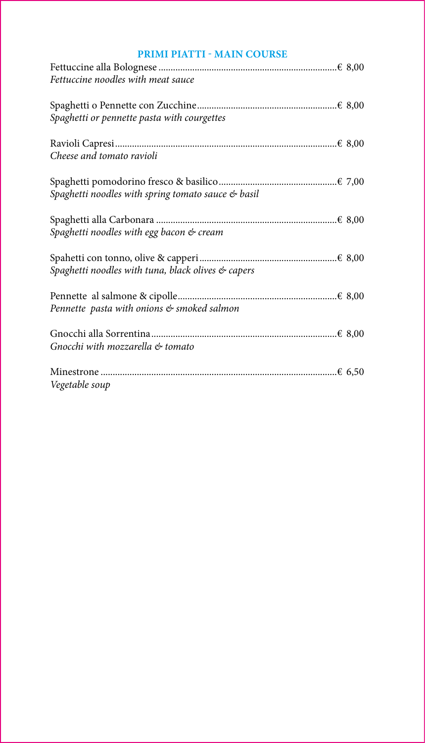## PRIMI PIATTI - MAIN COURSE

Fettuccine alla Bolognese ........................................................................ € 8,00
*Fettuccine noodles with meat sauce*

Spaghetti o Pennette con Zucchine ........................................................ € 8,00
*Spaghetti or pennette pasta with courgettes*

Ravioli Capresi .......................................................................................... € 8,00
*Cheese and tomato ravioli*

Spaghetti pomodorino fresco & basilico ................................................ € 7,00
*Spaghetti noodles with spring tomato sauce & basil*

Spaghetti alla Carbonara .......................................................................... € 8,00
*Spaghetti noodles with egg bacon & cream*

Spahetti con tonno, olive & capperi ........................................................ € 8,00
*Spaghetti noodles with tuna, black olives & capers*

Pennette al salmone & cipolle ................................................................. € 8,00
*Pennette pasta with onions & smoked salmon*

Gnocchi alla Sorrentina ............................................................................ € 8,00
*Gnocchi with mozzarella & tomato*

Minestrone ................................................................................................. € 6,50
*Vegetable soup*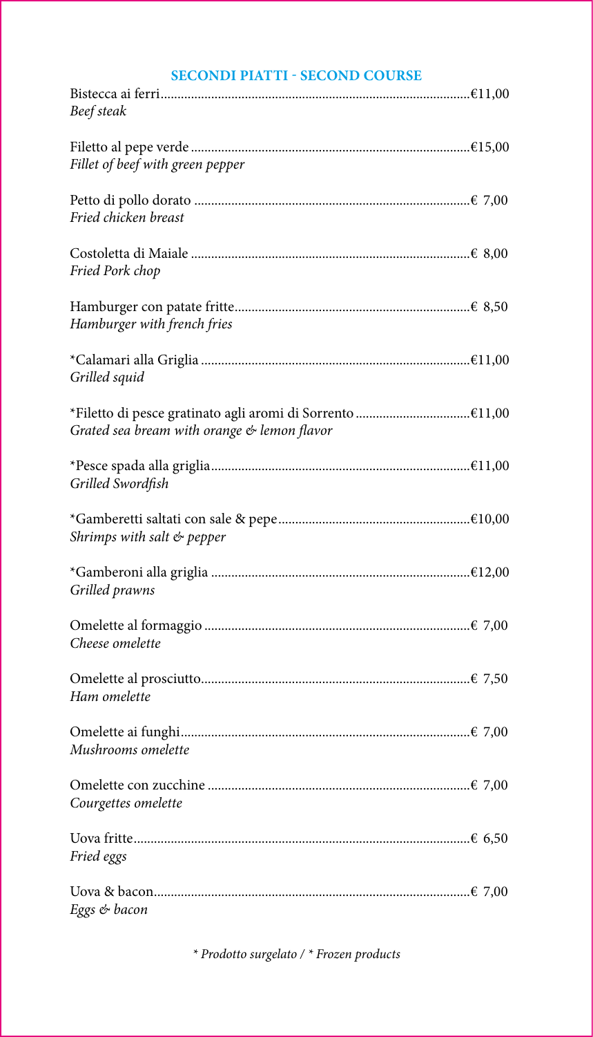## SECONDI PIATTI - SECOND COURSE

Bistecca ai ferri...........................................................................................€11,00
*Beef steak*

Filetto al pepe verde ..................................................................................€15,00
*Fillet of beef with green pepper*

Petto di pollo dorato ................................................................................€ 7,00
*Fried chicken breast*

Costoletta di Maiale .................................................................................€ 8,00
*Fried Pork chop*

Hamburger con patate fritte....................................................................€ 8,50
*Hamburger with french fries*

*Calamari alla Griglia ..............................................................................€11,00
*Grilled squid*

*Filetto di pesce gratinato agli aromi di Sorrento .................................€11,00
*Grated sea bream with orange & lemon flavor*

*Pesce spada alla griglia...........................................................................€11,00
*Grilled Swordfish*

*Gamberetti saltati con sale & pepe.......................................................€10,00
*Shrimps with salt & pepper*

*Gamberoni alla griglia ...........................................................................€12,00
*Grilled prawns*

Omelette al formaggio .............................................................................€ 7,00
*Cheese omelette*

Omelette al prosciutto..............................................................................€ 7,50
*Ham omelette*

Omelette ai funghi....................................................................................€ 7,00
*Mushrooms omelette*

Omelette con zucchine ............................................................................€ 7,00
*Courgettes omelette*

Uova fritte..................................................................................................€ 6,50
*Fried eggs*

Uova & bacon............................................................................................€ 7,00
*Eggs & bacon*

*\* Prodotto surgelato / \* Frozen products*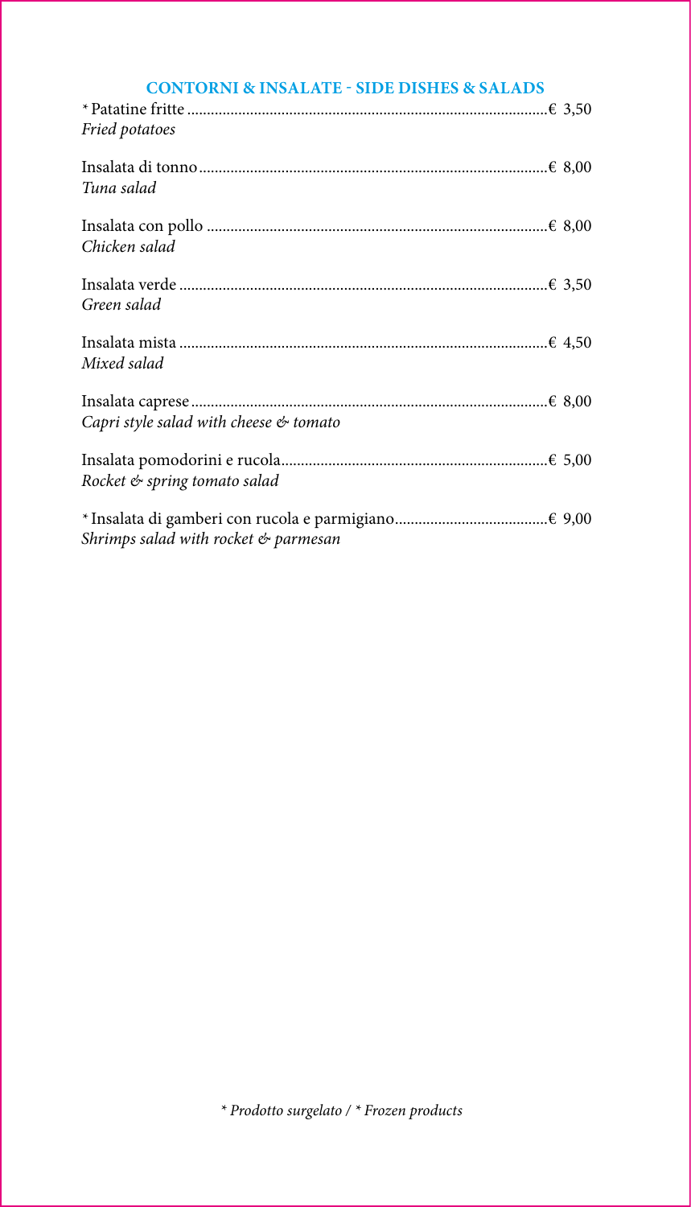## CONTORNI & INSALATE - SIDE DISHES & SALADS

* Patatine fritte .......................................................................................... € 3,50
*Fried potatoes*

Insalata di tonno........................................................................................ € 8,00
*Tuna salad*

Insalata con pollo ...................................................................................... € 8,00
*Chicken salad*

Insalata verde ............................................................................................. € 3,50
*Green salad*

Insalata mista ............................................................................................. € 4,50
*Mixed salad*

Insalata caprese.......................................................................................... € 8,00
*Capri style salad with cheese & tomato*

Insalata pomodorini e rucola................................................................... € 5,00
*Rocket & spring tomato salad*

* Insalata di gamberi con rucola e parmigiano...................................... € 9,00
*Shrimps salad with rocket & parmesan*

*\* Prodotto surgelato / \* Frozen products*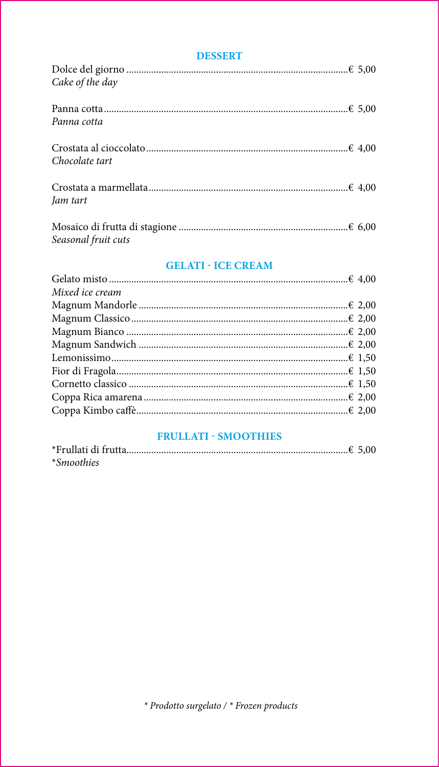## DESSERT

Dolce del giorno ........ € 5,00
*Cake of the day*

Panna cotta ........ € 5,00
*Panna cotta*

Crostata al cioccolato ........ € 4,00
*Chocolate tart*

Crostata a marmellata ........ € 4,00
*Jam tart*

Mosaico di frutta di stagione ........ € 6,00
*Seasonal fruit cuts*

## GELATI - ICE CREAM

Gelato misto ........ € 4,00
*Mixed ice cream*
Magnum Mandorle ........ € 2,00
Magnum Classico ........ € 2,00
Magnum Bianco ........ € 2,00
Magnum Sandwich ........ € 2,00
Lemonissimo ........ € 1,50
Fior di Fragola ........ € 1,50
Cornetto classico ........ € 1,50
Coppa Rica amarena ........ € 2,00
Coppa Kimbo caffè ........ € 2,00

## FRULLATI - SMOOTHIES

*Frullati di frutta ........ € 5,00
**Smoothies*

*\* Prodotto surgelato / \* Frozen products*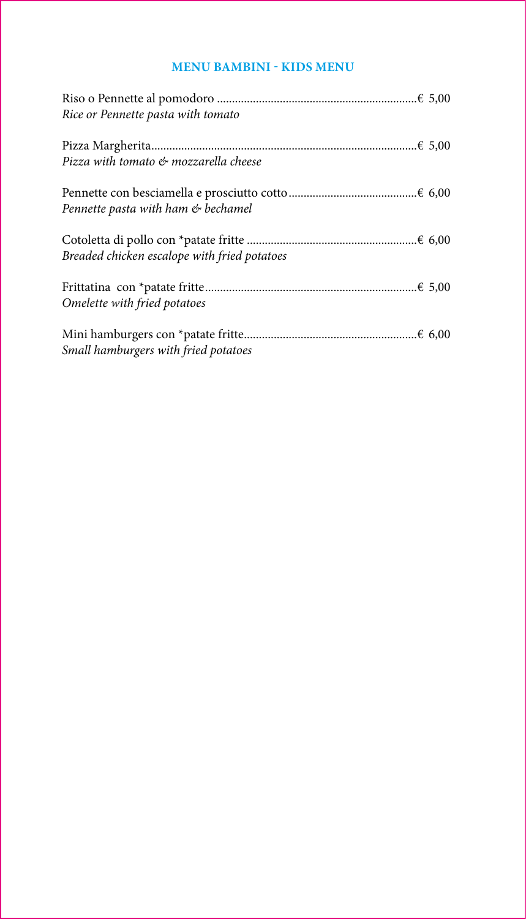## MENU BAMBINI - KIDS MENU

Riso o Pennette al pomodoro .................................................................. € 5,00
*Rice or Pennette pasta with tomato*

Pizza Margherita........................................................................................ € 5,00
*Pizza with tomato & mozzarella cheese*

Pennette con besciamella e prosciutto cotto........................................... € 6,00
*Pennette pasta with ham & bechamel*

Cotoletta di pollo con *patate fritte ........................................................ € 6,00
*Breaded chicken escalope with fried potatoes*

Frittatina con *patate fritte...................................................................... € 5,00
*Omelette with fried potatoes*

Mini hamburgers con *patate fritte......................................................... € 6,00
*Small hamburgers with fried potatoes*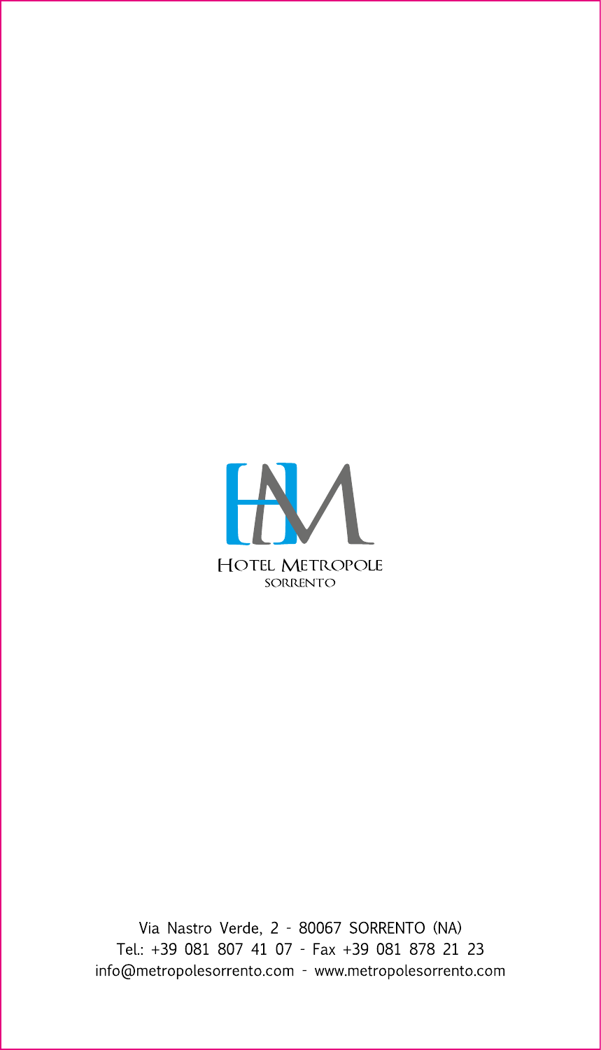Hotel Metropole

Sorrento

Via Nastro Verde, 2 - 80067 SORRENTO (NA)

Tel.: +39 081 807 41 07 - Fax +39 081 878 21 23

info@metropolesorrento.com - www.metropolesorrento.com